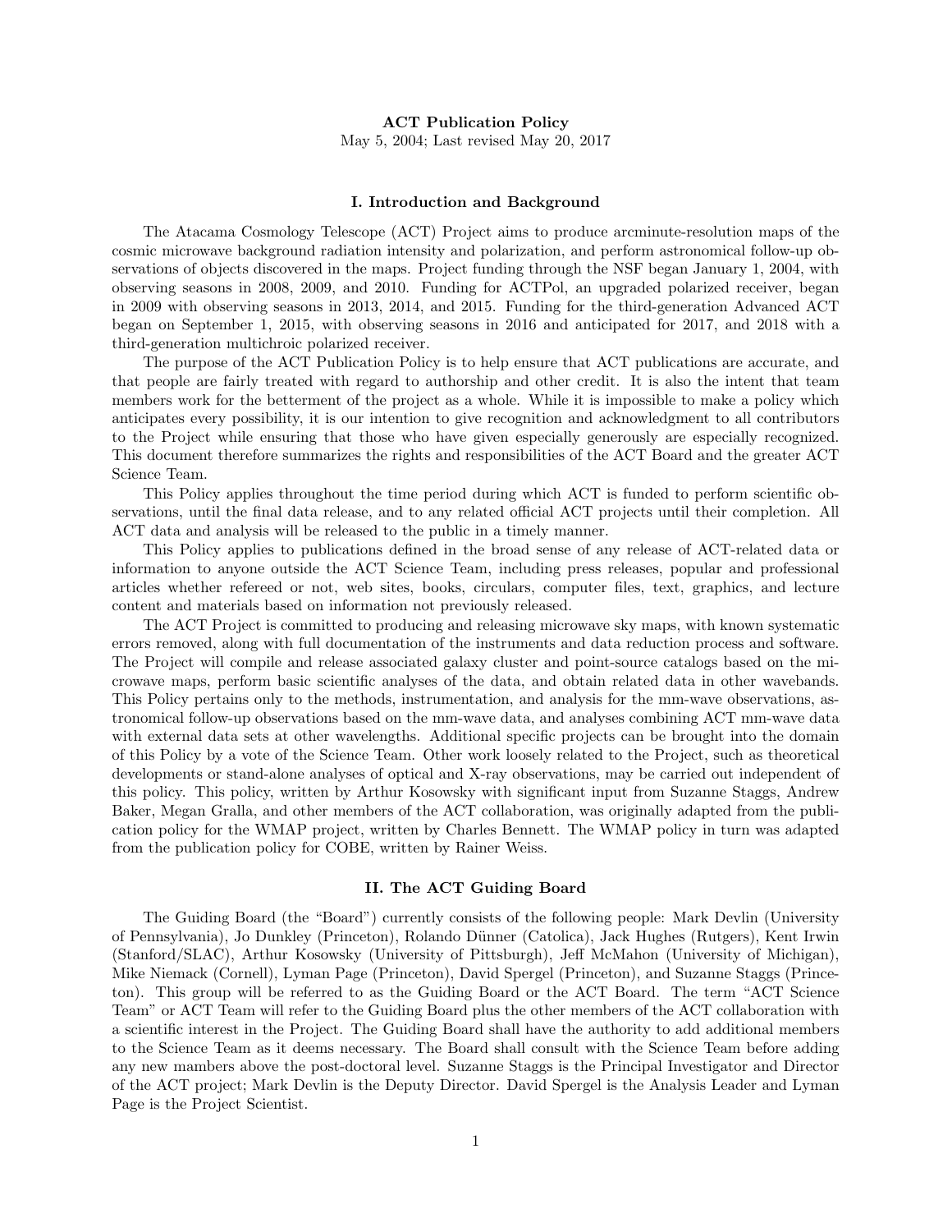# ACT Publication Policy

May 5, 2004; Last revised May 20, 2017

## I. Introduction and Background

The Atacama Cosmology Telescope (ACT) Project aims to produce arcminute-resolution maps of the cosmic microwave background radiation intensity and polarization, and perform astronomical follow-up observations of objects discovered in the maps. Project funding through the NSF began January 1, 2004, with observing seasons in 2008, 2009, and 2010. Funding for ACTPol, an upgraded polarized receiver, began in 2009 with observing seasons in 2013, 2014, and 2015. Funding for the third-generation Advanced ACT began on September 1, 2015, with observing seasons in 2016 and anticipated for 2017, and 2018 with a third-generation multichroic polarized receiver.

The purpose of the ACT Publication Policy is to help ensure that ACT publications are accurate, and that people are fairly treated with regard to authorship and other credit. It is also the intent that team members work for the betterment of the project as a whole. While it is impossible to make a policy which anticipates every possibility, it is our intention to give recognition and acknowledgment to all contributors to the Project while ensuring that those who have given especially generously are especially recognized. This document therefore summarizes the rights and responsibilities of the ACT Board and the greater ACT Science Team.

This Policy applies throughout the time period during which ACT is funded to perform scientific observations, until the final data release, and to any related official ACT projects until their completion. All ACT data and analysis will be released to the public in a timely manner.

This Policy applies to publications defined in the broad sense of any release of ACT-related data or information to anyone outside the ACT Science Team, including press releases, popular and professional articles whether refereed or not, web sites, books, circulars, computer files, text, graphics, and lecture content and materials based on information not previously released.

The ACT Project is committed to producing and releasing microwave sky maps, with known systematic errors removed, along with full documentation of the instruments and data reduction process and software. The Project will compile and release associated galaxy cluster and point-source catalogs based on the microwave maps, perform basic scientific analyses of the data, and obtain related data in other wavebands. This Policy pertains only to the methods, instrumentation, and analysis for the mm-wave observations, astronomical follow-up observations based on the mm-wave data, and analyses combining ACT mm-wave data with external data sets at other wavelengths. Additional specific projects can be brought into the domain of this Policy by a vote of the Science Team. Other work loosely related to the Project, such as theoretical developments or stand-alone analyses of optical and X-ray observations, may be carried out independent of this policy. This policy, written by Arthur Kosowsky with significant input from Suzanne Staggs, Andrew Baker, Megan Gralla, and other members of the ACT collaboration, was originally adapted from the publication policy for the WMAP project, written by Charles Bennett. The WMAP policy in turn was adapted from the publication policy for COBE, written by Rainer Weiss.

## II. The ACT Guiding Board

The Guiding Board (the "Board") currently consists of the following people: Mark Devlin (University of Pennsylvania), Jo Dunkley (Princeton), Rolando Dünner (Catolica), Jack Hughes (Rutgers), Kent Irwin (Stanford/SLAC), Arthur Kosowsky (University of Pittsburgh), Jeff McMahon (University of Michigan), Mike Niemack (Cornell), Lyman Page (Princeton), David Spergel (Princeton), and Suzanne Staggs (Princeton). This group will be referred to as the Guiding Board or the ACT Board. The term "ACT Science Team" or ACT Team will refer to the Guiding Board plus the other members of the ACT collaboration with a scientific interest in the Project. The Guiding Board shall have the authority to add additional members to the Science Team as it deems necessary. The Board shall consult with the Science Team before adding any new mambers above the post-doctoral level. Suzanne Staggs is the Principal Investigator and Director of the ACT project; Mark Devlin is the Deputy Director. David Spergel is the Analysis Leader and Lyman Page is the Project Scientist.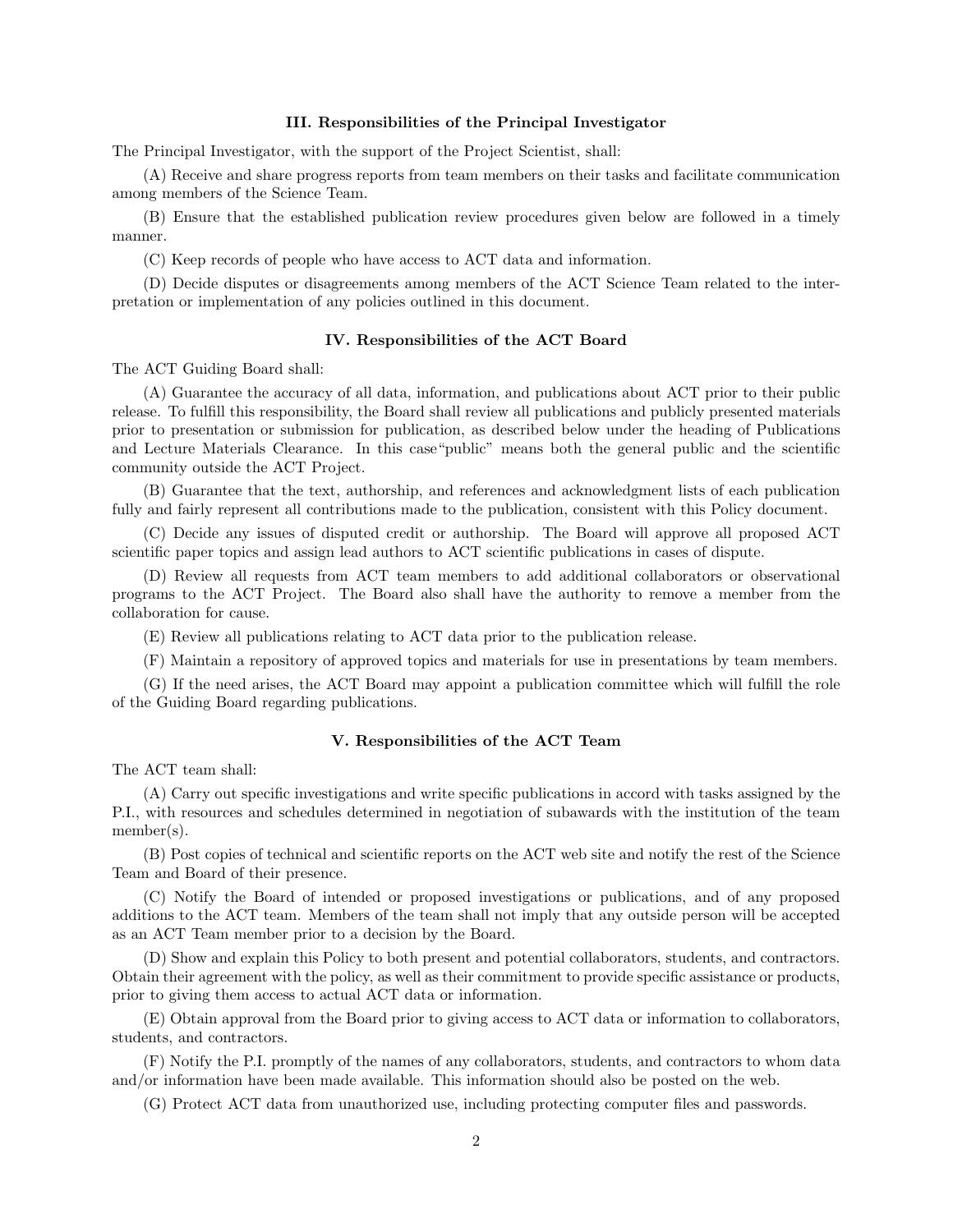## III. Responsibilities of the Principal Investigator

The Principal Investigator, with the support of the Project Scientist, shall:

(A) Receive and share progress reports from team members on their tasks and facilitate communication among members of the Science Team.

(B) Ensure that the established publication review procedures given below are followed in a timely manner.

(C) Keep records of people who have access to ACT data and information.

(D) Decide disputes or disagreements among members of the ACT Science Team related to the interpretation or implementation of any policies outlined in this document.

## IV. Responsibilities of the ACT Board

The ACT Guiding Board shall:

(A) Guarantee the accuracy of all data, information, and publications about ACT prior to their public release. To fulfill this responsibility, the Board shall review all publications and publicly presented materials prior to presentation or submission for publication, as described below under the heading of Publications and Lecture Materials Clearance. In this case"public" means both the general public and the scientific community outside the ACT Project.

(B) Guarantee that the text, authorship, and references and acknowledgment lists of each publication fully and fairly represent all contributions made to the publication, consistent with this Policy document.

(C) Decide any issues of disputed credit or authorship. The Board will approve all proposed ACT scientific paper topics and assign lead authors to ACT scientific publications in cases of dispute.

(D) Review all requests from ACT team members to add additional collaborators or observational programs to the ACT Project. The Board also shall have the authority to remove a member from the collaboration for cause.

(E) Review all publications relating to ACT data prior to the publication release.

(F) Maintain a repository of approved topics and materials for use in presentations by team members.

(G) If the need arises, the ACT Board may appoint a publication committee which will fulfill the role of the Guiding Board regarding publications.

## V. Responsibilities of the ACT Team

The ACT team shall:

(A) Carry out specific investigations and write specific publications in accord with tasks assigned by the P.I., with resources and schedules determined in negotiation of subawards with the institution of the team member(s).

(B) Post copies of technical and scientific reports on the ACT web site and notify the rest of the Science Team and Board of their presence.

(C) Notify the Board of intended or proposed investigations or publications, and of any proposed additions to the ACT team. Members of the team shall not imply that any outside person will be accepted as an ACT Team member prior to a decision by the Board.

(D) Show and explain this Policy to both present and potential collaborators, students, and contractors. Obtain their agreement with the policy, as well as their commitment to provide specific assistance or products, prior to giving them access to actual ACT data or information.

(E) Obtain approval from the Board prior to giving access to ACT data or information to collaborators, students, and contractors.

(F) Notify the P.I. promptly of the names of any collaborators, students, and contractors to whom data and/or information have been made available. This information should also be posted on the web.

(G) Protect ACT data from unauthorized use, including protecting computer files and passwords.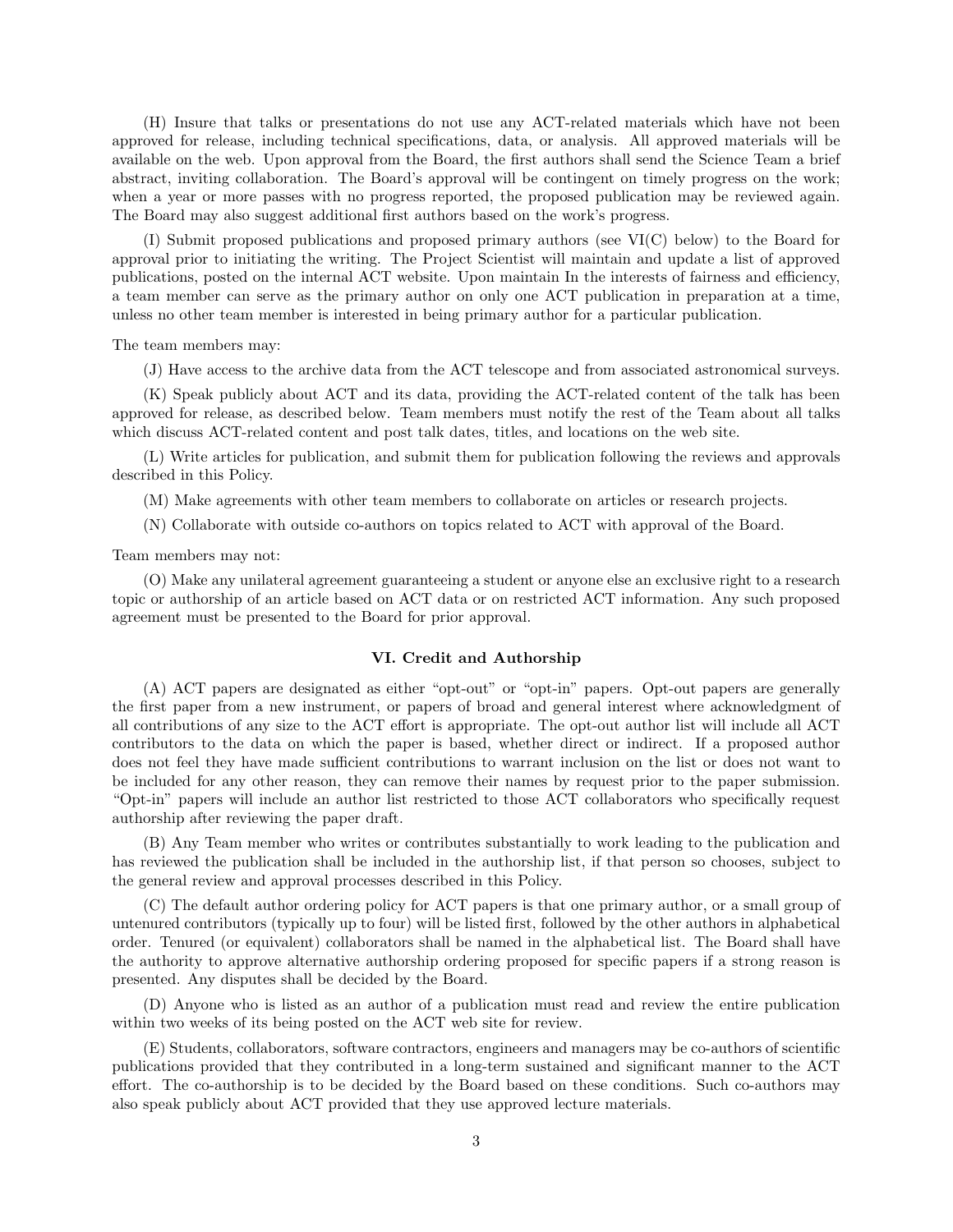(H) Insure that talks or presentations do not use any ACT-related materials which have not been approved for release, including technical specifications, data, or analysis. All approved materials will be available on the web. Upon approval from the Board, the first authors shall send the Science Team a brief abstract, inviting collaboration. The Board's approval will be contingent on timely progress on the work; when a year or more passes with no progress reported, the proposed publication may be reviewed again. The Board may also suggest additional first authors based on the work's progress.

(I) Submit proposed publications and proposed primary authors (see VI(C) below) to the Board for approval prior to initiating the writing. The Project Scientist will maintain and update a list of approved publications, posted on the internal ACT website. Upon maintain In the interests of fairness and efficiency, a team member can serve as the primary author on only one ACT publication in preparation at a time, unless no other team member is interested in being primary author for a particular publication.

The team members may:

(J) Have access to the archive data from the ACT telescope and from associated astronomical surveys.

(K) Speak publicly about ACT and its data, providing the ACT-related content of the talk has been approved for release, as described below. Team members must notify the rest of the Team about all talks which discuss ACT-related content and post talk dates, titles, and locations on the web site.

(L) Write articles for publication, and submit them for publication following the reviews and approvals described in this Policy.

(M) Make agreements with other team members to collaborate on articles or research projects.

(N) Collaborate with outside co-authors on topics related to ACT with approval of the Board.

Team members may not:

(O) Make any unilateral agreement guaranteeing a student or anyone else an exclusive right to a research topic or authorship of an article based on ACT data or on restricted ACT information. Any such proposed agreement must be presented to the Board for prior approval.

## VI. Credit and Authorship

(A) ACT papers are designated as either "opt-out" or "opt-in" papers. Opt-out papers are generally the first paper from a new instrument, or papers of broad and general interest where acknowledgment of all contributions of any size to the ACT effort is appropriate. The opt-out author list will include all ACT contributors to the data on which the paper is based, whether direct or indirect. If a proposed author does not feel they have made sufficient contributions to warrant inclusion on the list or does not want to be included for any other reason, they can remove their names by request prior to the paper submission. "Opt-in" papers will include an author list restricted to those ACT collaborators who specifically request authorship after reviewing the paper draft.

(B) Any Team member who writes or contributes substantially to work leading to the publication and has reviewed the publication shall be included in the authorship list, if that person so chooses, subject to the general review and approval processes described in this Policy.

(C) The default author ordering policy for ACT papers is that one primary author, or a small group of untenured contributors (typically up to four) will be listed first, followed by the other authors in alphabetical order. Tenured (or equivalent) collaborators shall be named in the alphabetical list. The Board shall have the authority to approve alternative authorship ordering proposed for specific papers if a strong reason is presented. Any disputes shall be decided by the Board.

(D) Anyone who is listed as an author of a publication must read and review the entire publication within two weeks of its being posted on the ACT web site for review.

(E) Students, collaborators, software contractors, engineers and managers may be co-authors of scientific publications provided that they contributed in a long-term sustained and significant manner to the ACT effort. The co-authorship is to be decided by the Board based on these conditions. Such co-authors may also speak publicly about ACT provided that they use approved lecture materials.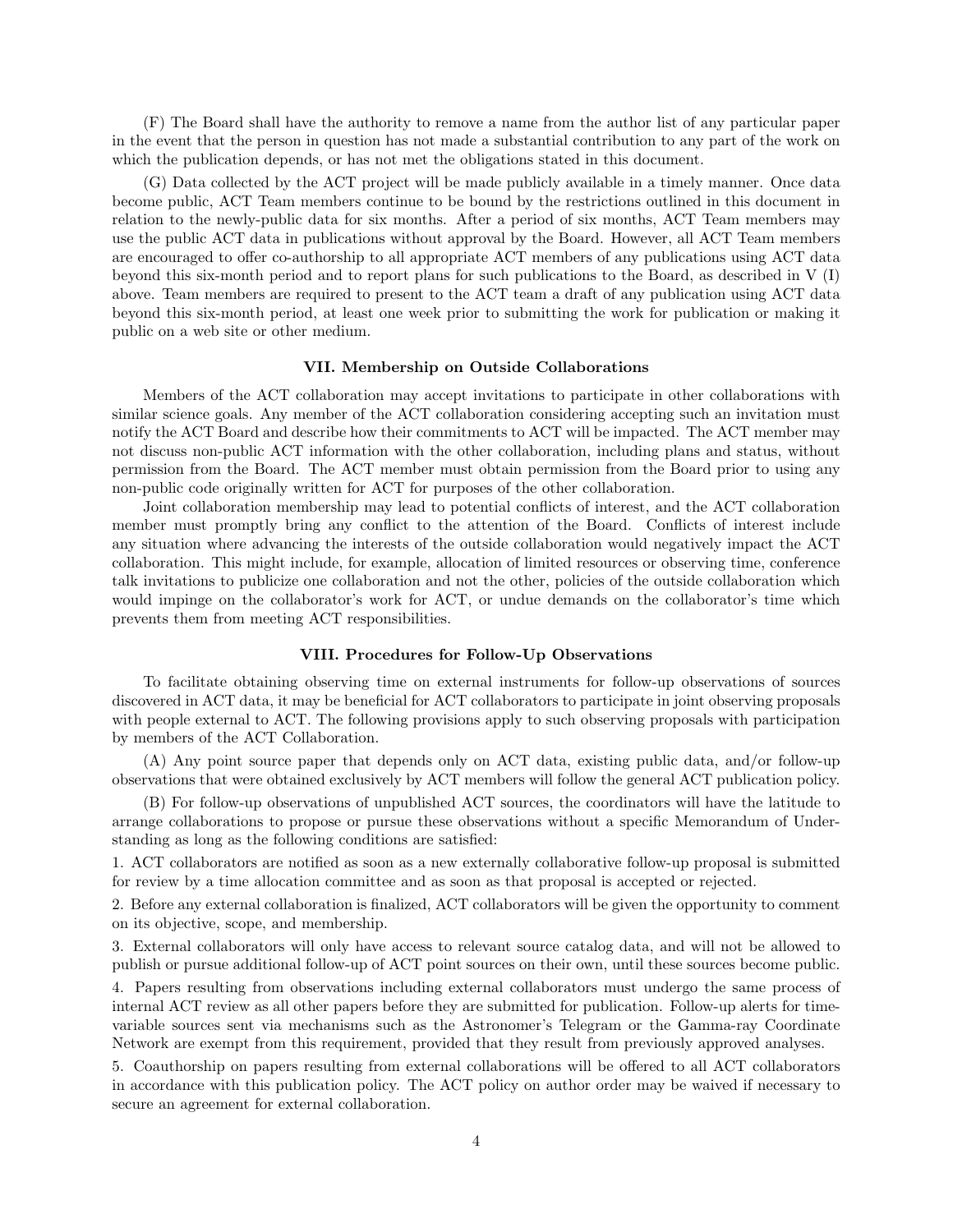(F) The Board shall have the authority to remove a name from the author list of any particular paper in the event that the person in question has not made a substantial contribution to any part of the work on which the publication depends, or has not met the obligations stated in this document.

(G) Data collected by the ACT project will be made publicly available in a timely manner. Once data become public, ACT Team members continue to be bound by the restrictions outlined in this document in relation to the newly-public data for six months. After a period of six months, ACT Team members may use the public ACT data in publications without approval by the Board. However, all ACT Team members are encouraged to offer co-authorship to all appropriate ACT members of any publications using ACT data beyond this six-month period and to report plans for such publications to the Board, as described in V (I) above. Team members are required to present to the ACT team a draft of any publication using ACT data beyond this six-month period, at least one week prior to submitting the work for publication or making it public on a web site or other medium.

### VII. Membership on Outside Collaborations

Members of the ACT collaboration may accept invitations to participate in other collaborations with similar science goals. Any member of the ACT collaboration considering accepting such an invitation must notify the ACT Board and describe how their commitments to ACT will be impacted. The ACT member may not discuss non-public ACT information with the other collaboration, including plans and status, without permission from the Board. The ACT member must obtain permission from the Board prior to using any non-public code originally written for ACT for purposes of the other collaboration.

Joint collaboration membership may lead to potential conflicts of interest, and the ACT collaboration member must promptly bring any conflict to the attention of the Board. Conflicts of interest include any situation where advancing the interests of the outside collaboration would negatively impact the ACT collaboration. This might include, for example, allocation of limited resources or observing time, conference talk invitations to publicize one collaboration and not the other, policies of the outside collaboration which would impinge on the collaborator's work for ACT, or undue demands on the collaborator's time which prevents them from meeting ACT responsibilities.

### VIII. Procedures for Follow-Up Observations

To facilitate obtaining observing time on external instruments for follow-up observations of sources discovered in ACT data, it may be beneficial for ACT collaborators to participate in joint observing proposals with people external to ACT. The following provisions apply to such observing proposals with participation by members of the ACT Collaboration.

(A) Any point source paper that depends only on ACT data, existing public data, and/or follow-up observations that were obtained exclusively by ACT members will follow the general ACT publication policy.

(B) For follow-up observations of unpublished ACT sources, the coordinators will have the latitude to arrange collaborations to propose or pursue these observations without a specific Memorandum of Understanding as long as the following conditions are satisfied:

1. ACT collaborators are notified as soon as a new externally collaborative follow-up proposal is submitted for review by a time allocation committee and as soon as that proposal is accepted or rejected.

2. Before any external collaboration is finalized, ACT collaborators will be given the opportunity to comment on its objective, scope, and membership.

3. External collaborators will only have access to relevant source catalog data, and will not be allowed to publish or pursue additional follow-up of ACT point sources on their own, until these sources become public.

4. Papers resulting from observations including external collaborators must undergo the same process of internal ACT review as all other papers before they are submitted for publication. Follow-up alerts for time-variable sources sent via mechanisms such as the Astronomer's Telegram or the Gamma-ray Coordinate Network are exempt from this requirement, provided that they result from previously approved analyses.

5. Coauthorship on papers resulting from external collaborations will be offered to all ACT collaborators in accordance with this publication policy. The ACT policy on author order may be waived if necessary to secure an agreement for external collaboration.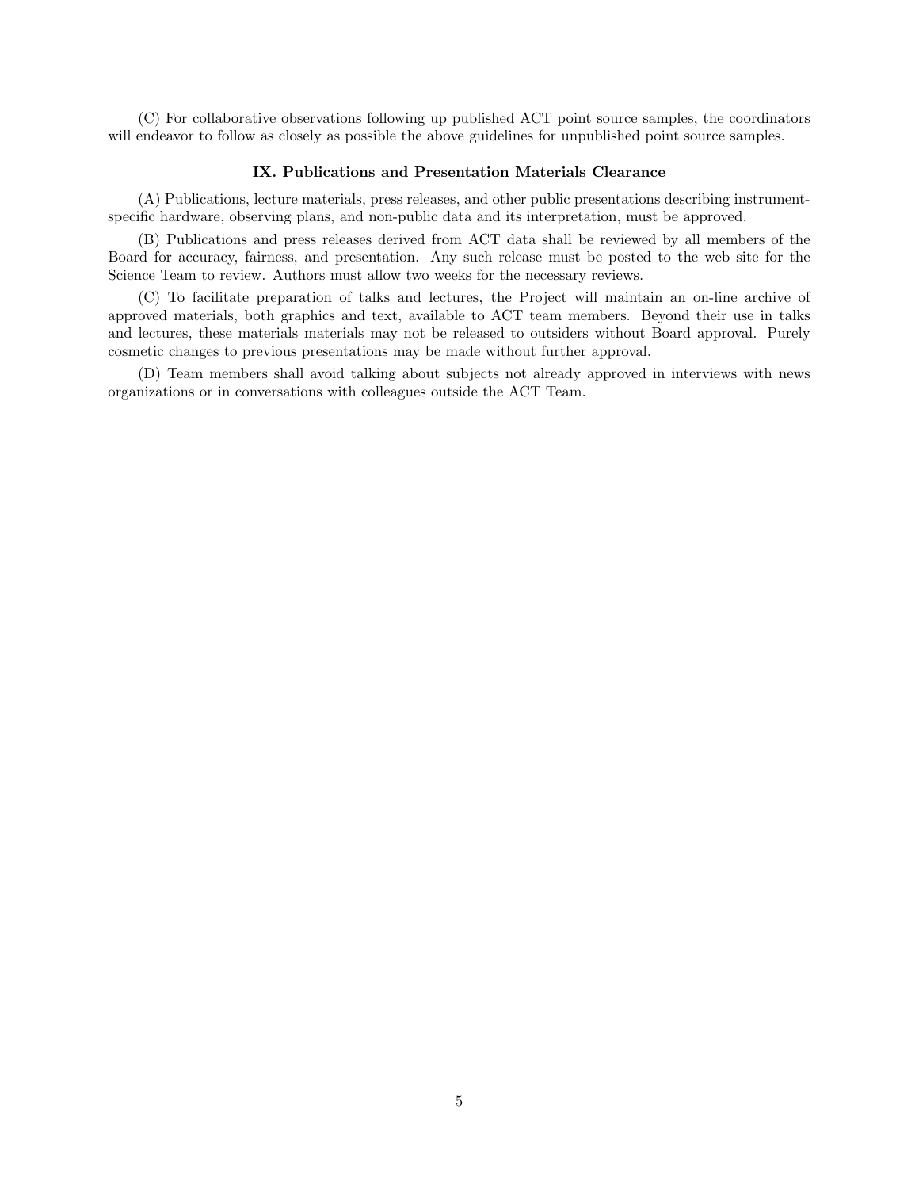(C) For collaborative observations following up published ACT point source samples, the coordinators will endeavor to follow as closely as possible the above guidelines for unpublished point source samples.

### IX. Publications and Presentation Materials Clearance

(A) Publications, lecture materials, press releases, and other public presentations describing instrument-specific hardware, observing plans, and non-public data and its interpretation, must be approved.

(B) Publications and press releases derived from ACT data shall be reviewed by all members of the Board for accuracy, fairness, and presentation. Any such release must be posted to the web site for the Science Team to review. Authors must allow two weeks for the necessary reviews.

(C) To facilitate preparation of talks and lectures, the Project will maintain an on-line archive of approved materials, both graphics and text, available to ACT team members. Beyond their use in talks and lectures, these materials materials may not be released to outsiders without Board approval. Purely cosmetic changes to previous presentations may be made without further approval.

(D) Team members shall avoid talking about subjects not already approved in interviews with news organizations or in conversations with colleagues outside the ACT Team.